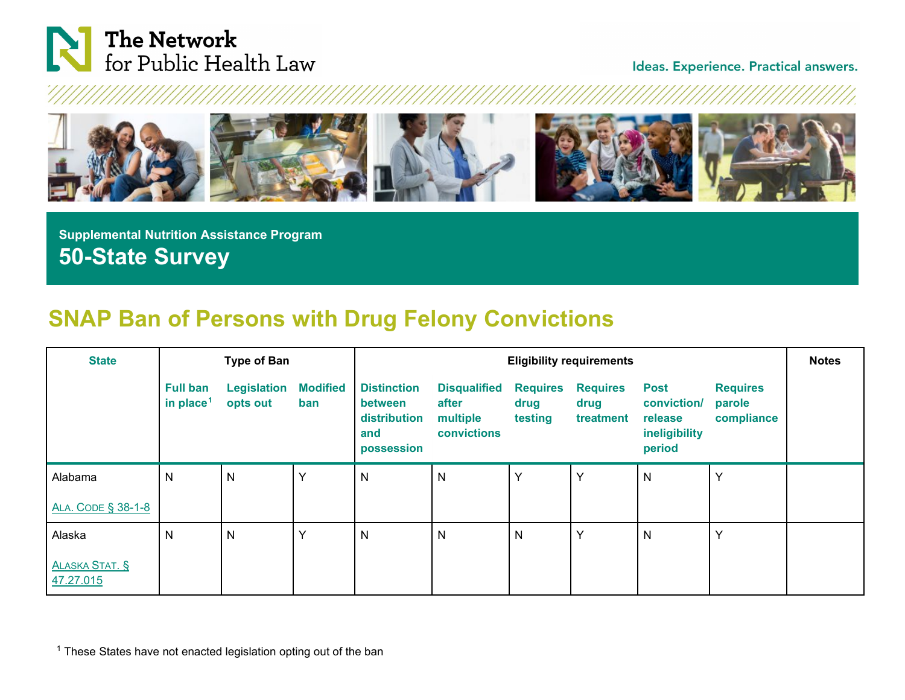The Network for Public Health Law

Ideas. Experience. Practical answers.

## Supplemental Nutrition Assistance Program

# 50-State Survey

## SNAP Ban of Persons with Drug Felony Convictions

| State | Type of Ban | | | Eligibility requirements | | | | | | Notes |
|---|---|---|---|---|---|---|---|---|---|---|
| | Full ban in place[1] | Legislation opts out | Modified ban | Distinction between distribution and possession | Disqualified after multiple convictions | Requires drug testing | Requires drug treatment | Post conviction/ release ineligibility period | Requires parole compliance | |
| Alabama<br><br>ALA. CODE § 38-1-8 | N | N | Y | N | N | Y | Y | N | Y | |
| Alaska<br><br>ALASKA STAT. § 47.27.015 | N | N | Y | N | N | N | Y | N | Y | |

[1] These States have not enacted legislation opting out of the ban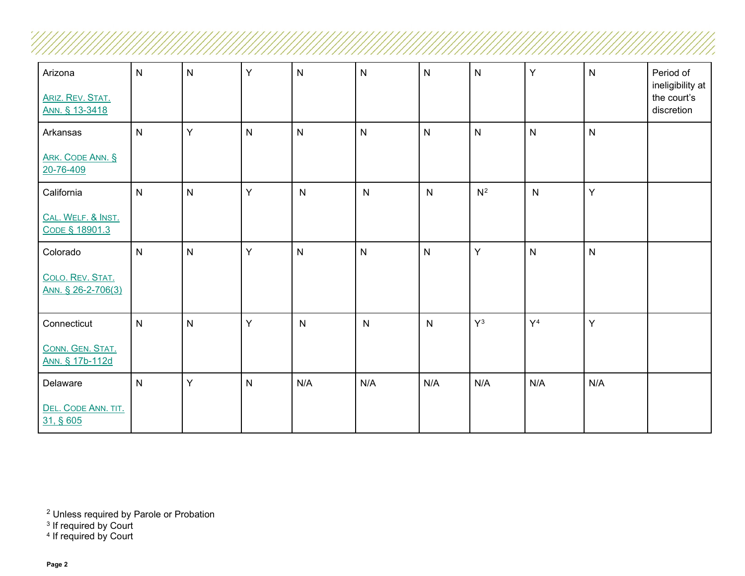| | | | | | | | | | | |
|---|---|---|---|---|---|---|---|---|---|---|
| Arizona<br><br>ARIZ. REV. STAT. ANN. § 13-3418 | N | N | Y | N | N | N | N | Y | N | Period of ineligibility at the court's discretion |
| Arkansas<br><br>ARK. CODE ANN. § 20-76-409 | N | Y | N | N | N | N | N | N | N | |
| California<br><br>CAL. WELF. & INST. CODE § 18901.3 | N | N | Y | N | N | N | N[2] | N | Y | |
| Colorado<br><br>COLO. REV. STAT. ANN. § 26-2-706(3) | N | N | Y | N | N | N | Y | N | N | |
| Connecticut<br><br>CONN. GEN. STAT. ANN. § 17b-112d | N | N | Y | N | N | N | Y[3] | Y[4] | Y | |
| Delaware<br><br>DEL. CODE ANN. TIT. 31, § 605 | N | Y | N | N/A | N/A | N/A | N/A | N/A | N/A | |

[2] Unless required by Parole or Probation
[3] If required by Court
[4] If required by Court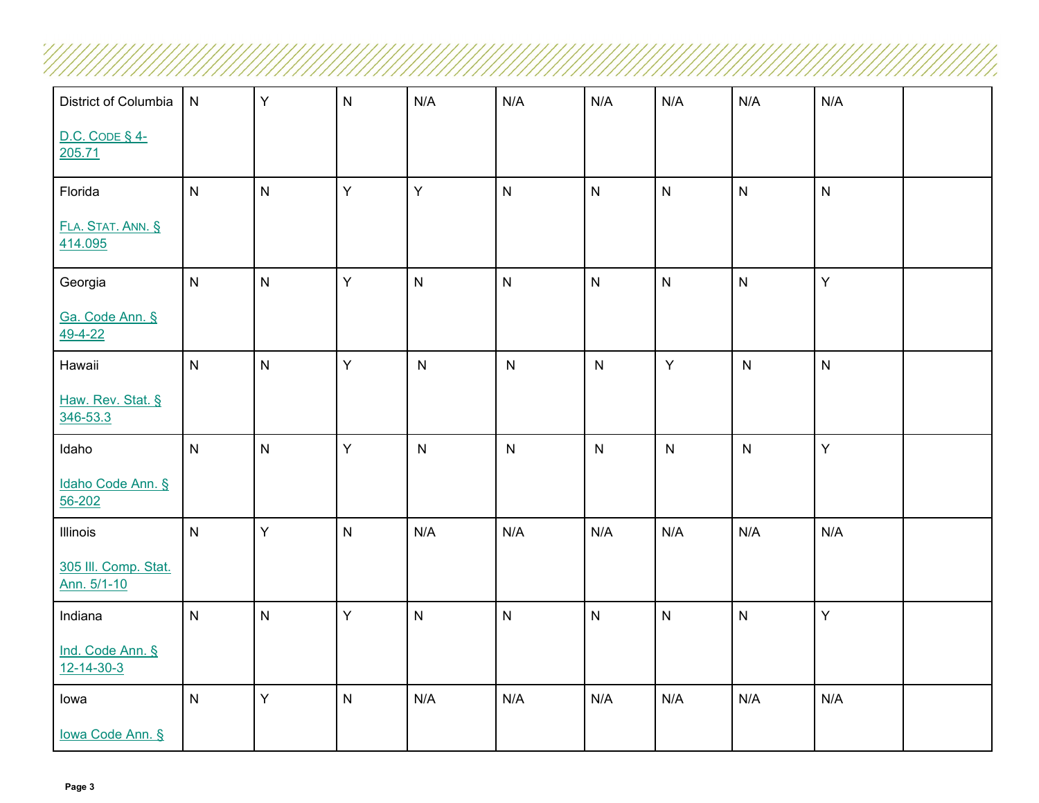| | | | | | | | | | |
|---|---|---|---|---|---|---|---|---|---|
| District of Columbia<br><br>D.C. CODE § 4-205.71 | N | Y | N | N/A | N/A | N/A | N/A | N/A | N/A | |
| Florida<br><br>FLA. STAT. ANN. § 414.095 | N | N | Y | Y | N | N | N | N | N | |
| Georgia<br><br>Ga. Code Ann. § 49-4-22 | N | N | Y | N | N | N | N | N | Y | |
| Hawaii<br><br>Haw. Rev. Stat. § 346-53.3 | N | N | Y | N | N | N | Y | N | N | |
| Idaho<br><br>Idaho Code Ann. § 56-202 | N | N | Y | N | N | N | N | N | Y | |
| Illinois<br><br>305 Ill. Comp. Stat. Ann. 5/1-10 | N | Y | N | N/A | N/A | N/A | N/A | N/A | N/A | |
| Indiana<br><br>Ind. Code Ann. § 12-14-30-3 | N | N | Y | N | N | N | N | N | Y | |
| Iowa<br><br>Iowa Code Ann. § | N | Y | N | N/A | N/A | N/A | N/A | N/A | N/A | |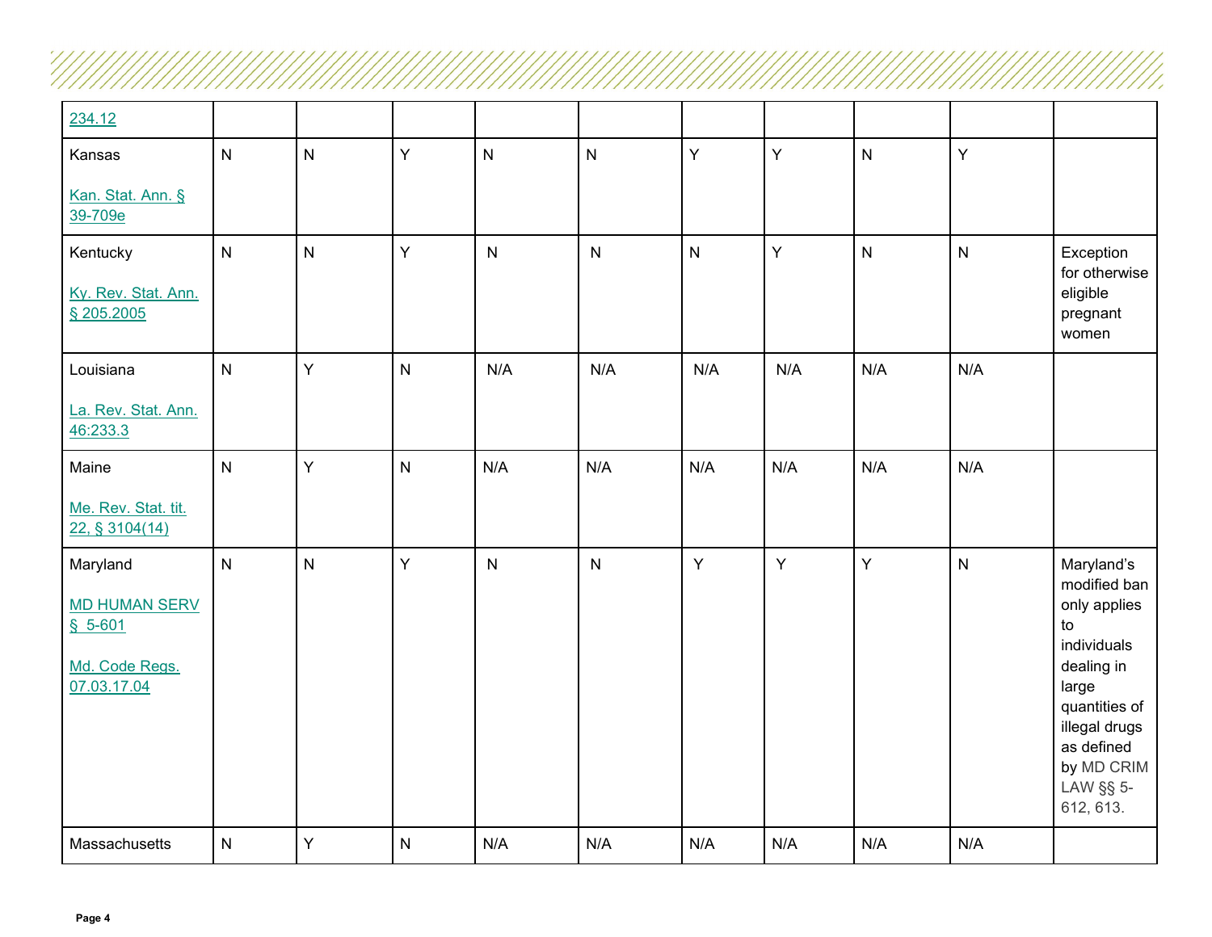| | | | | | | | | | |
|---|---|---|---|---|---|---|---|---|---|
| 234.12 | | | | | | | | | |
| Kansas<br><br>Kan. Stat. Ann. § 39-709e | N | N | Y | N | N | Y | Y | N | Y | |
| Kentucky<br><br>Ky. Rev. Stat. Ann. § 205.2005 | N | N | Y | N | N | N | Y | N | N | Exception for otherwise eligible pregnant women |
| Louisiana<br><br>La. Rev. Stat. Ann. 46:233.3 | N | Y | N | N/A | N/A | N/A | N/A | N/A | N/A | |
| Maine<br><br>Me. Rev. Stat. tit. 22, § 3104(14) | N | Y | N | N/A | N/A | N/A | N/A | N/A | N/A | |
| Maryland<br><br>MD HUMAN SERV § 5-601<br><br>Md. Code Regs. 07.03.17.04 | N | N | Y | N | N | Y | Y | Y | N | Maryland's modified ban only applies to individuals dealing in large quantities of illegal drugs as defined by MD CRIM LAW §§ 5-612, 613. |
| Massachusetts | N | Y | N | N/A | N/A | N/A | N/A | N/A | N/A | |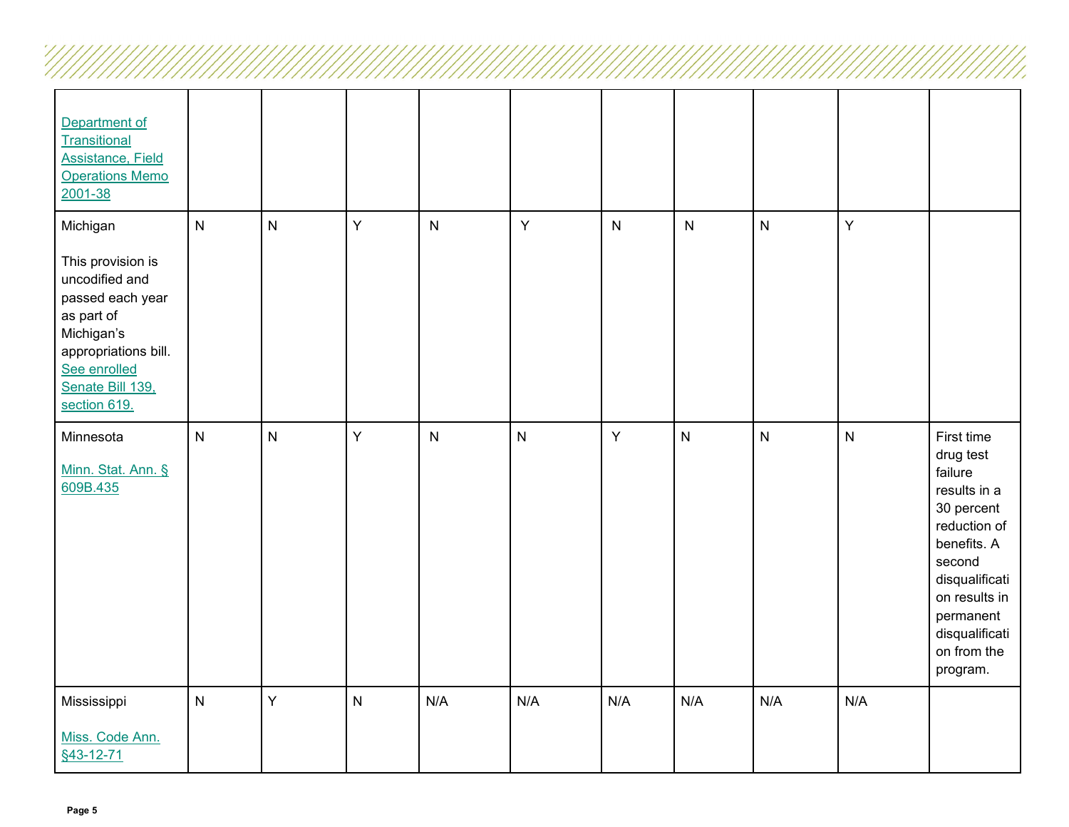| | | | | | | | | | |
|---|---|---|---|---|---|---|---|---|---|
| Department of Transitional Assistance, Field Operations Memo 2001-38 | | | | | | | | | |
| Michigan<br><br>This provision is uncodified and passed each year as part of Michigan's appropriations bill. See enrolled Senate Bill 139, section 619. | N | N | Y | N | Y | N | N | N | Y | |
| Minnesota<br><br>Minn. Stat. Ann. § 609B.435 | N | N | Y | N | N | Y | N | N | N | First time drug test failure results in a 30 percent reduction of benefits. A second disqualification results in permanent disqualification from the program. |
| Mississippi<br><br>Miss. Code Ann. §43-12-71 | N | Y | N | N/A | N/A | N/A | N/A | N/A | N/A | |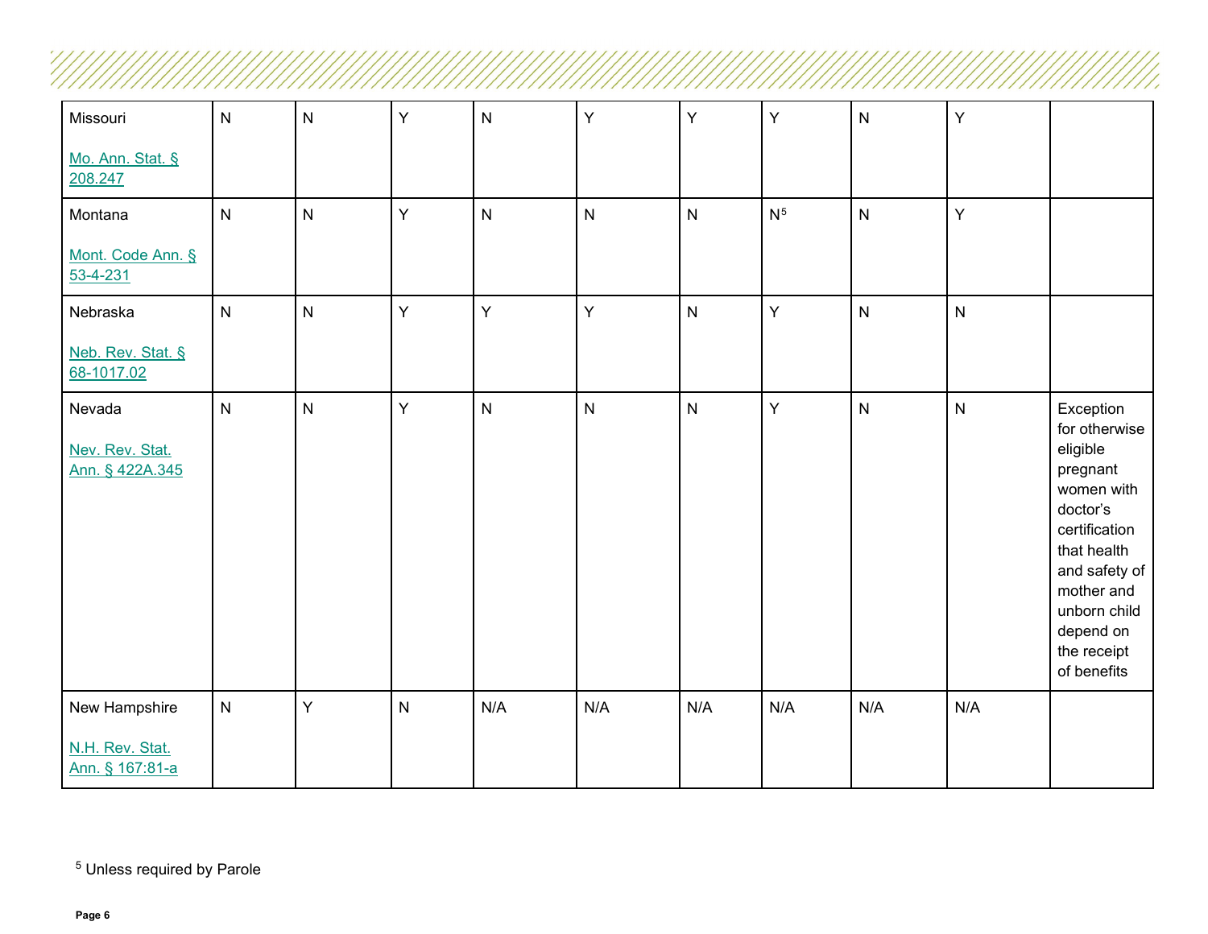| | | | | | | | | | | |
|---|---|---|---|---|---|---|---|---|---|---|
| Missouri<br><br>Mo. Ann. Stat. § 208.247 | N | N | Y | N | Y | Y | Y | N | Y | |
| Montana<br><br>Mont. Code Ann. § 53-4-231 | N | N | Y | N | N | N | N[5] | N | Y | |
| Nebraska<br><br>Neb. Rev. Stat. § 68-1017.02 | N | N | Y | Y | Y | N | Y | N | N | |
| Nevada<br><br>Nev. Rev. Stat. Ann. § 422A.345 | N | N | Y | N | N | N | Y | N | N | Exception for otherwise eligible pregnant women with doctor's certification that health and safety of mother and unborn child depend on the receipt of benefits |
| New Hampshire<br><br>N.H. Rev. Stat. Ann. § 167:81-a | N | Y | N | N/A | N/A | N/A | N/A | N/A | N/A | |

[5] Unless required by Parole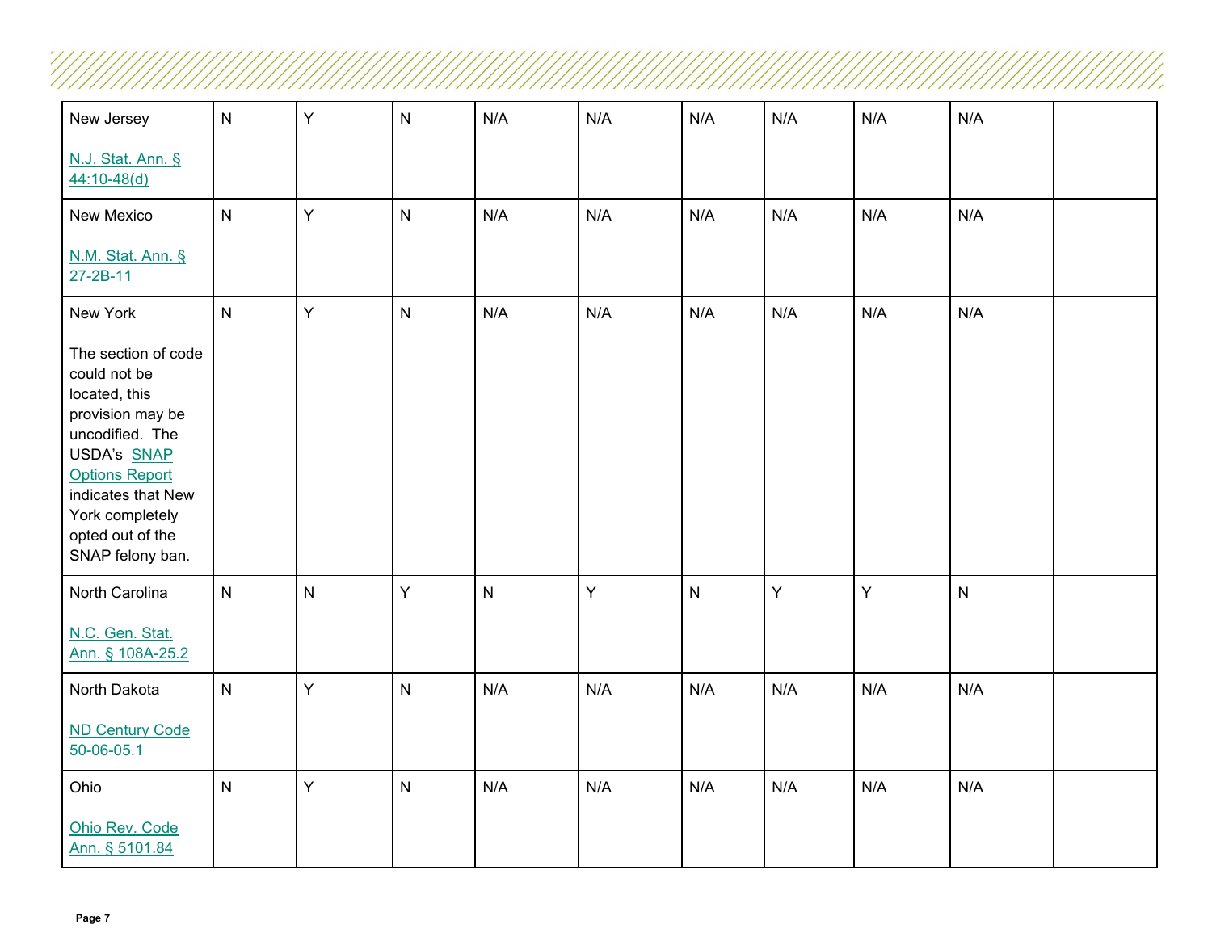| | | | | | | | | | |
|---|---|---|---|---|---|---|---|---|---|
| New Jersey<br><br>N.J. Stat. Ann. § 44:10-48(d) | N | Y | N | N/A | N/A | N/A | N/A | N/A | N/A | |
| New Mexico<br><br>N.M. Stat. Ann. § 27-2B-11 | N | Y | N | N/A | N/A | N/A | N/A | N/A | N/A | |
| New York<br><br>The section of code could not be located, this provision may be uncodified. The USDA's SNAP Options Report indicates that New York completely opted out of the SNAP felony ban. | N | Y | N | N/A | N/A | N/A | N/A | N/A | N/A | |
| North Carolina<br><br>N.C. Gen. Stat. Ann. § 108A-25.2 | N | N | Y | N | Y | N | Y | Y | N | |
| North Dakota<br><br>ND Century Code 50-06-05.1 | N | Y | N | N/A | N/A | N/A | N/A | N/A | N/A | |
| Ohio<br><br>Ohio Rev. Code Ann. § 5101.84 | N | Y | N | N/A | N/A | N/A | N/A | N/A | N/A | |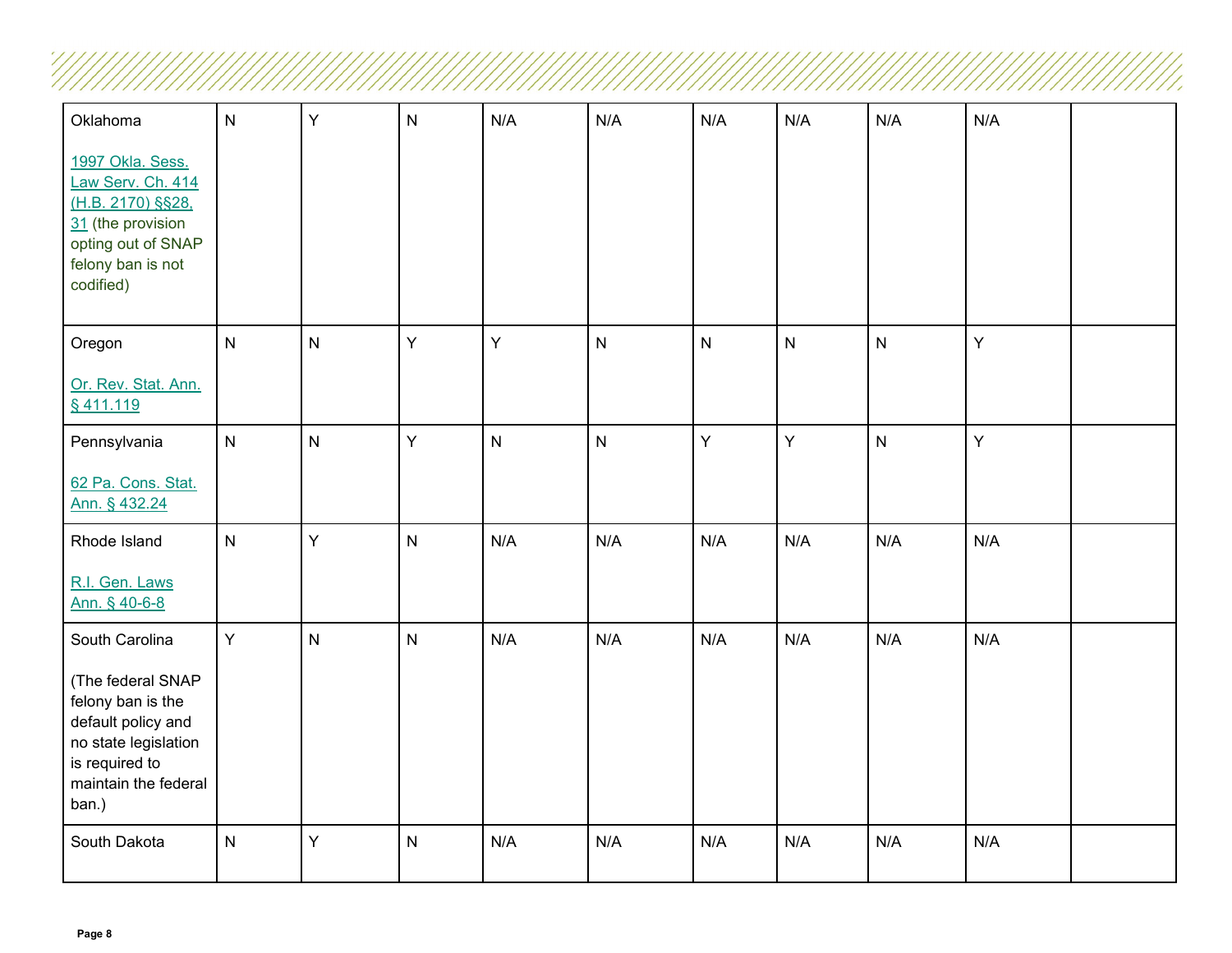| | | | | | | | | | |
|---|---|---|---|---|---|---|---|---|---|
| Oklahoma<br><br>1997 Okla. Sess. Law Serv. Ch. 414 (H.B. 2170) §§28, 31 (the provision opting out of SNAP felony ban is not codified) | N | Y | N | N/A | N/A | N/A | N/A | N/A | N/A | |
| Oregon<br><br>Or. Rev. Stat. Ann. § 411.119 | N | N | Y | Y | N | N | N | N | Y | |
| Pennsylvania<br><br>62 Pa. Cons. Stat. Ann. § 432.24 | N | N | Y | N | N | Y | Y | N | Y | |
| Rhode Island<br><br>R.I. Gen. Laws Ann. § 40-6-8 | N | Y | N | N/A | N/A | N/A | N/A | N/A | N/A | |
| South Carolina<br><br>(The federal SNAP felony ban is the default policy and no state legislation is required to maintain the federal ban.) | Y | N | N | N/A | N/A | N/A | N/A | N/A | N/A | |
| South Dakota | N | Y | N | N/A | N/A | N/A | N/A | N/A | N/A | |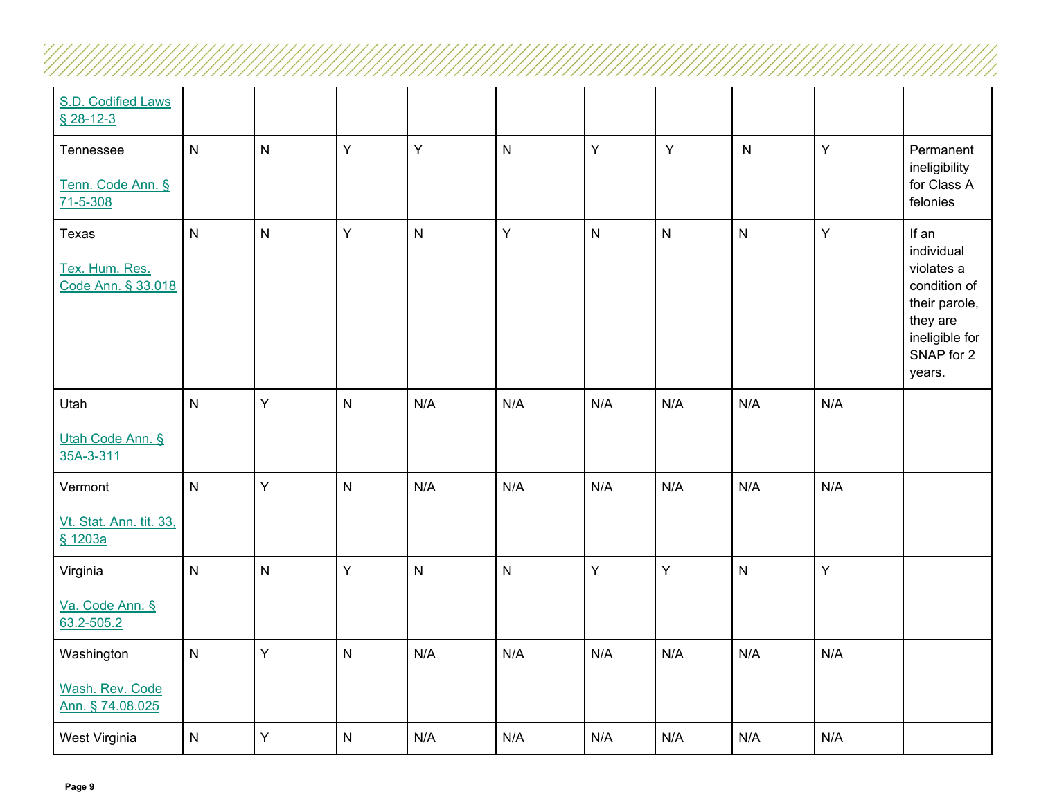| | | | | | | | | | |
|---|---|---|---|---|---|---|---|---|---|
| S.D. Codified Laws § 28-12-3 | | | | | | | | | |
| Tennessee<br><br>Tenn. Code Ann. § 71-5-308 | N | N | Y | Y | N | Y | Y | N | Y | Permanent ineligibility for Class A felonies |
| Texas<br><br>Tex. Hum. Res. Code Ann. § 33.018 | N | N | Y | N | Y | N | N | N | Y | If an individual violates a condition of their parole, they are ineligible for SNAP for 2 years. |
| Utah<br><br>Utah Code Ann. § 35A-3-311 | N | Y | N | N/A | N/A | N/A | N/A | N/A | N/A | |
| Vermont<br><br>Vt. Stat. Ann. tit. 33, § 1203a | N | Y | N | N/A | N/A | N/A | N/A | N/A | N/A | |
| Virginia<br><br>Va. Code Ann. § 63.2-505.2 | N | N | Y | N | N | Y | Y | N | Y | |
| Washington<br><br>Wash. Rev. Code Ann. § 74.08.025 | N | Y | N | N/A | N/A | N/A | N/A | N/A | N/A | |
| West Virginia | N | Y | N | N/A | N/A | N/A | N/A | N/A | N/A | |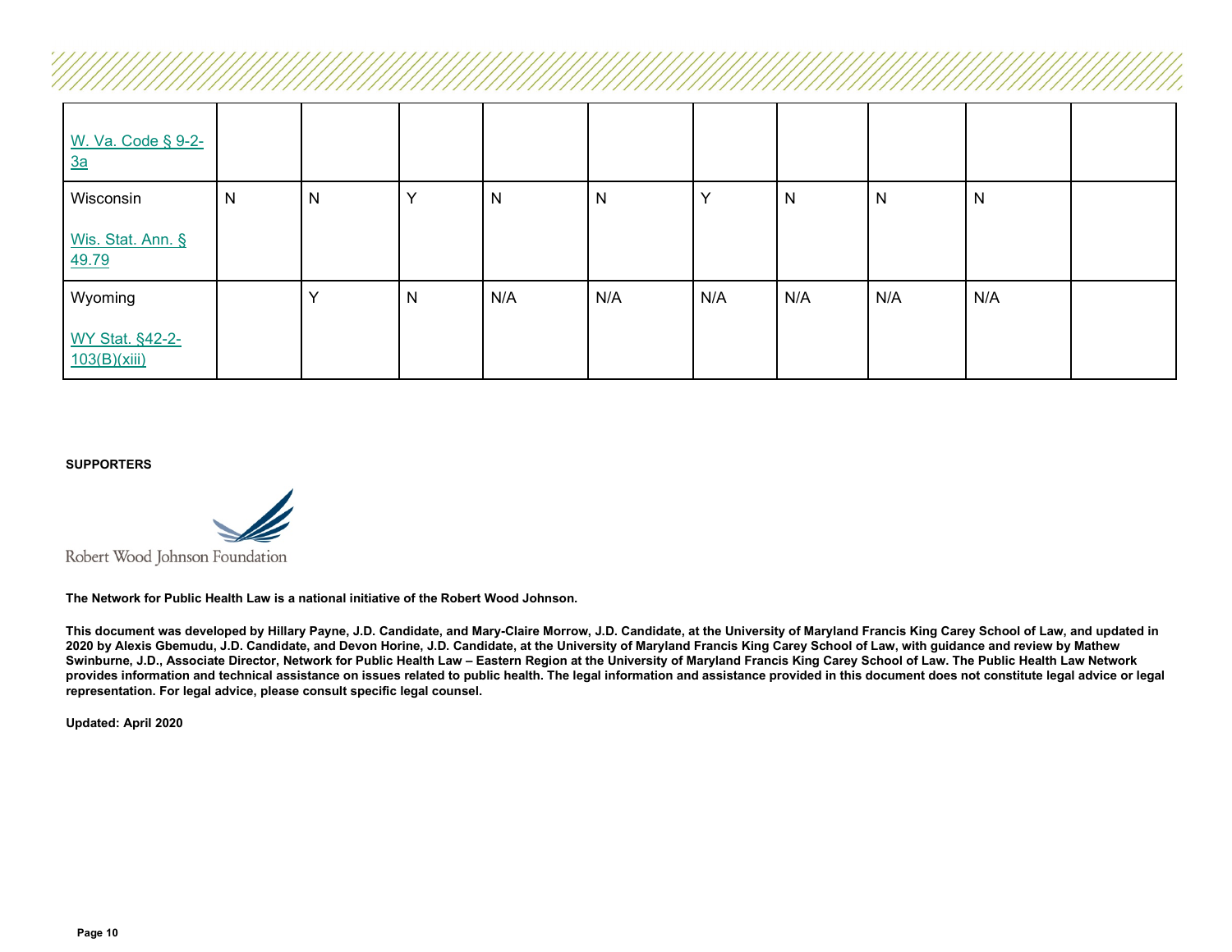| | | | | | | | | | |
|---|---|---|---|---|---|---|---|---|---|
| W. Va. Code § 9-2-3a | | | | | | | | | |
| Wisconsin<br><br>Wis. Stat. Ann. § 49.79 | N | N | Y | N | N | Y | N | N | N |
| Wyoming<br><br>WY Stat. §42-2-103(B)(xiii) | | Y | N | N/A | N/A | N/A | N/A | N/A | N/A |

**SUPPORTERS**

Robert Wood Johnson Foundation

**The Network for Public Health Law is a national initiative of the Robert Wood Johnson.**

**This document was developed by Hillary Payne, J.D. Candidate, and Mary-Claire Morrow, J.D. Candidate, at the University of Maryland Francis King Carey School of Law, and updated in 2020 by Alexis Gbemudu, J.D. Candidate, and Devon Horine, J.D. Candidate, at the University of Maryland Francis King Carey School of Law, with guidance and review by Mathew Swinburne, J.D., Associate Director, Network for Public Health Law – Eastern Region at the University of Maryland Francis King Carey School of Law. The Public Health Law Network provides information and technical assistance on issues related to public health. The legal information and assistance provided in this document does not constitute legal advice or legal representation. For legal advice, please consult specific legal counsel.**

**Updated: April 2020**